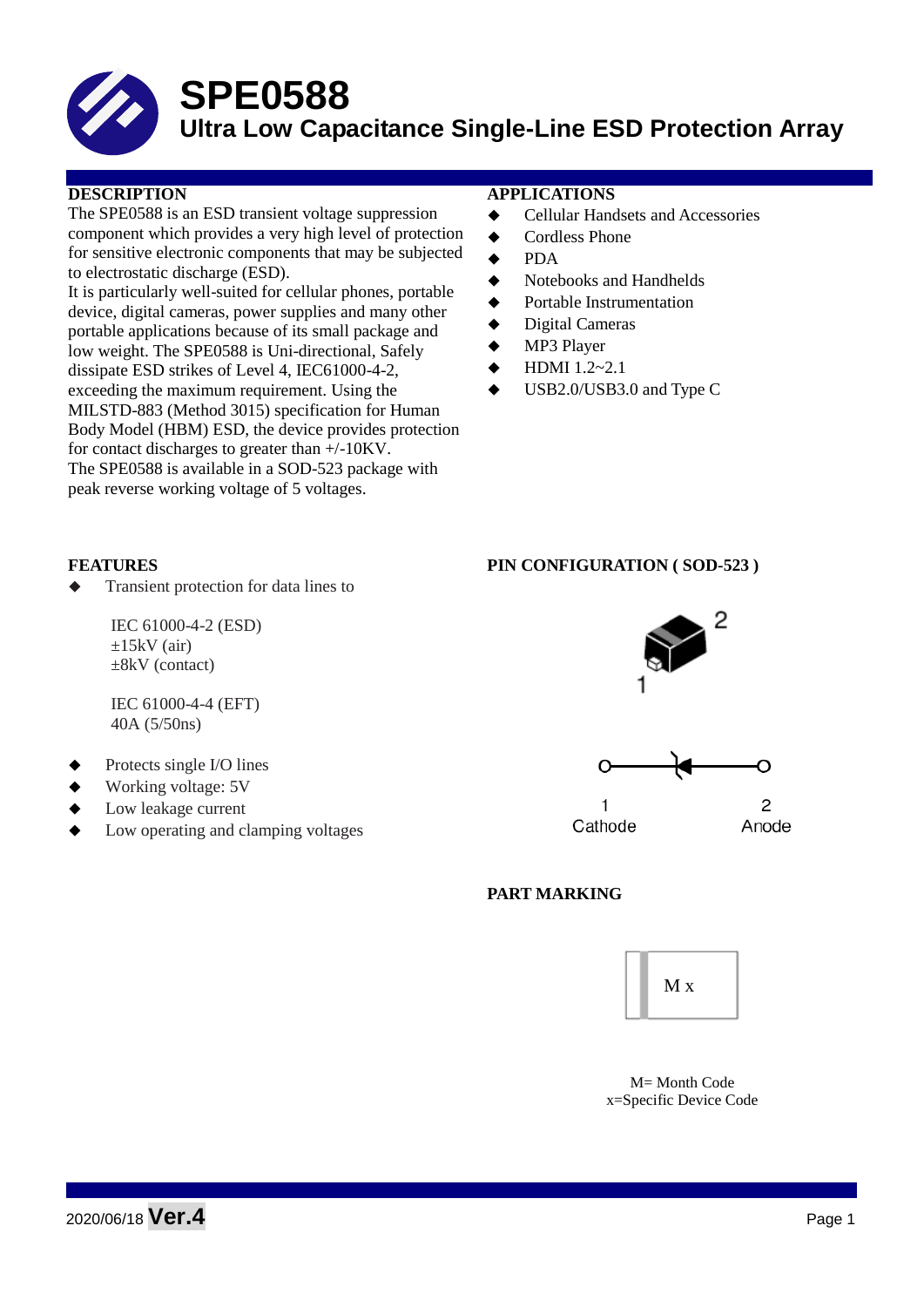# SPE0588

## Ultra Low Capacitance Single-Line ESD Protection Array

### DESCRIPTION

The SPE0588 is an ESD transient voltage suppression component which provides a very high level of protection for sensitive electronic components that may be subjected to electrostatic discharge (ESD).

It is particularly well-suited for cellular phones, portable device, digital cameras, power supplies and many other portable applications because of its small package and low weight. The SPE0588 is Uni-directional, Safely dissipate ESD strikes of Level 4, IEC61000-4-2, exceeding the maximum requirement. Using the MILSTD-883 (Method 3015) specification for Human Body Model (HBM) ESD, the device provides protection for contact discharges to greater than +/-10KV.

The SPE0588 is available in a SOD-523 package with peak reverse working voltage of 5 voltages.

### APPLICATIONS

- Cellular Handsets and Accessories
- Cordless Phone
- PDA
- Notebooks and Handhelds
- Portable Instrumentation
- Digital Cameras
- MP3 Player
- HDMI 1.2~2.1
- USB2.0/USB3.0 and Type C

### FEATURES

- Transient protection for data lines to

  IEC 61000-4-2 (ESD)
  ±15kV (air)
  ±8kV (contact)

  IEC 61000-4-4 (EFT)
  40A (5/50ns)

- Protects single I/O lines
- Working voltage: 5V
- Low leakage current
- Low operating and clamping voltages

### PIN CONFIGURATION ( SOD-523 )

1 Cathode — 2 Anode

### PART MARKING

M x

M= Month Code
x=Specific Device Code

2020/06/18 **Ver.4**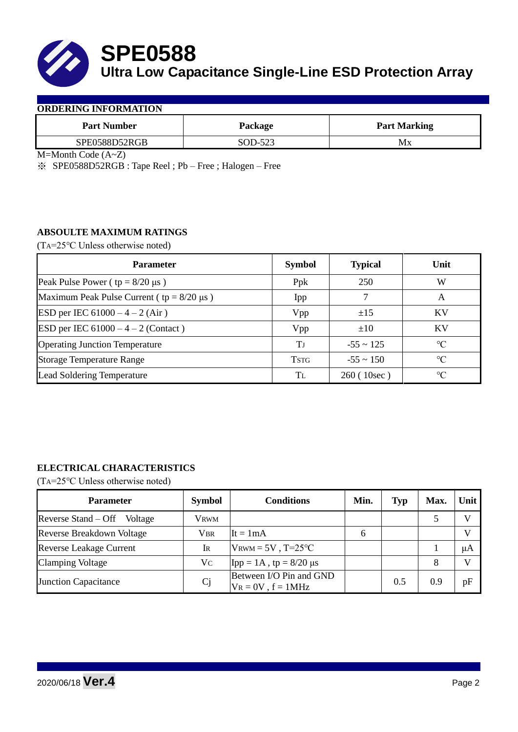# SPE0588

## Ultra Low Capacitance Single-Line ESD Protection Array

### ORDERING INFORMATION

| Part Number | Package | Part Marking |
|---|---|---|
| SPE0588D52RGB | SOD-523 | Mx |

M=Month Code (A~Z)

※ SPE0588D52RGB : Tape Reel ; Pb – Free ; Halogen – Free

### ABSOULTE MAXIMUM RATINGS

($T_A$=25°C Unless otherwise noted)

| Parameter | Symbol | Typical | Unit |
|---|---|---|---|
| Peak Pulse Power ( tp = 8/20 μs ) | Ppk | 250 | W |
| Maximum Peak Pulse Current ( tp = 8/20 μs ) | Ipp | 7 | A |
| ESD per IEC 61000 – 4 – 2 (Air ) | Vpp | ±15 | KV |
| ESD per IEC 61000 – 4 – 2 (Contact ) | Vpp | ±10 | KV |
| Operating Junction Temperature | $T_J$ | -55 ~ 125 | °C |
| Storage Temperature Range | $T_{STG}$ | -55 ~ 150 | °C |
| Lead Soldering Temperature | $T_L$ | 260 ( 10sec ) | °C |

### ELECTRICAL CHARACTERISTICS

($T_A$=25°C Unless otherwise noted)

| Parameter | Symbol | Conditions | Min. | Typ | Max. | Unit |
|---|---|---|---|---|---|---|
| Reverse Stand – Off Voltage | $V_{RWM}$ | | | | 5 | V |
| Reverse Breakdown Voltage | $V_{BR}$ | It = 1mA | 6 | | | V |
| Reverse Leakage Current | $I_R$ | $V_{RWM}$ = 5V , T=25°C | | | 1 | μA |
| Clamping Voltage | $V_C$ | Ipp = 1A , tp = 8/20 μs | | | 8 | V |
| Junction Capacitance | Cj | Between I/O Pin and GND $V_R$ = 0V , f = 1MHz | | 0.5 | 0.9 | pF |

2020/06/18 **Ver.4**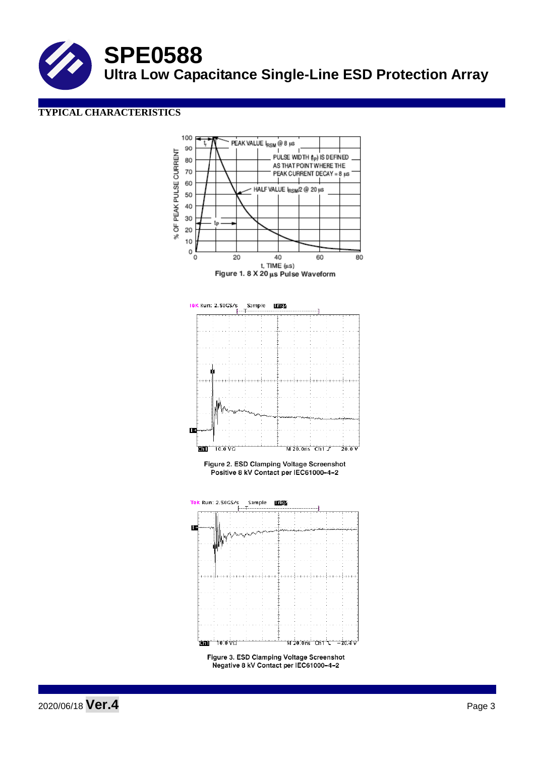## TYPICAL CHARACTERISTICS

Figure 1. 8 X 20 μs Pulse Waveform

Figure 2. ESD Clamping Voltage Screenshot
Positive 8 kV Contact per IEC61000-4-2

Figure 3. ESD Clamping Voltage Screenshot
Negative 8 kV Contact per IEC61000-4-2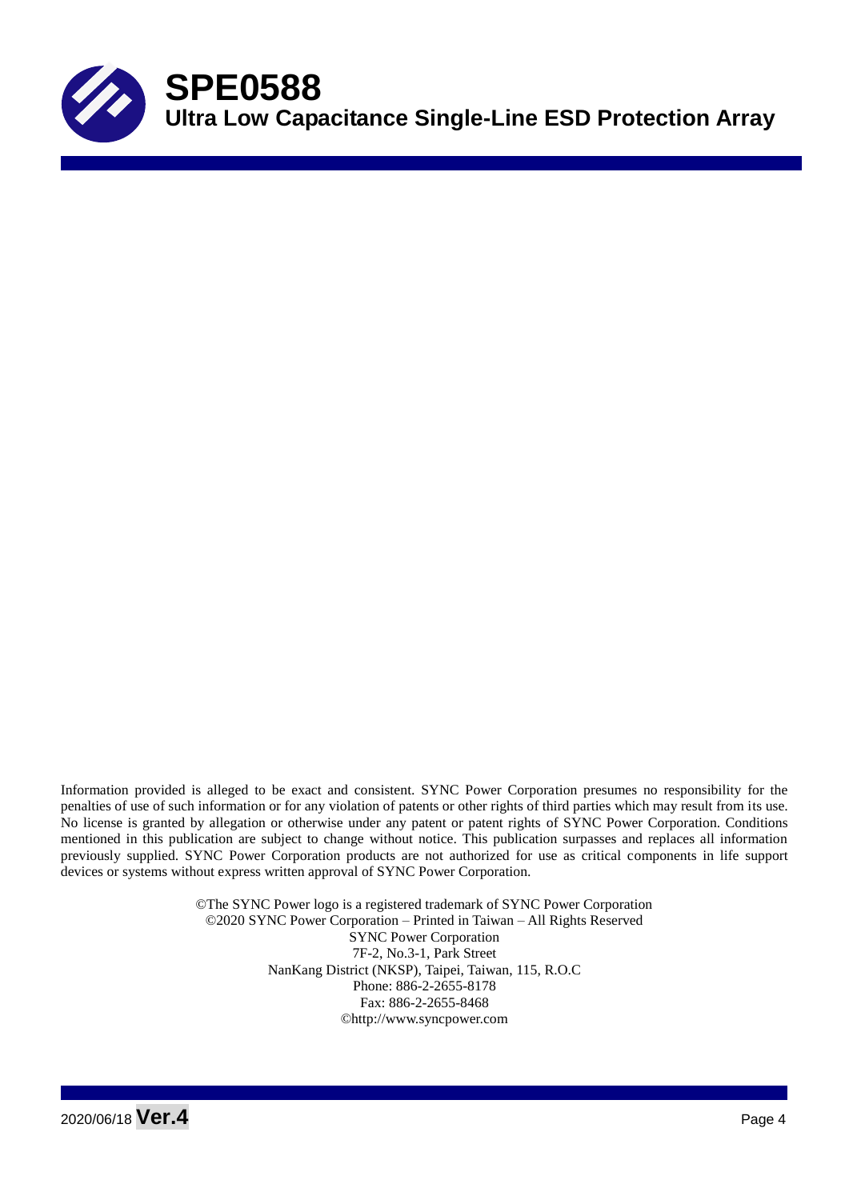Information provided is alleged to be exact and consistent. SYNC Power Corporation presumes no responsibility for the penalties of use of such information or for any violation of patents or other rights of third parties which may result from its use. No license is granted by allegation or otherwise under any patent or patent rights of SYNC Power Corporation. Conditions mentioned in this publication are subject to change without notice. This publication surpasses and replaces all information previously supplied. SYNC Power Corporation products are not authorized for use as critical components in life support devices or systems without express written approval of SYNC Power Corporation.

©The SYNC Power logo is a registered trademark of SYNC Power Corporation
©2020 SYNC Power Corporation – Printed in Taiwan – All Rights Reserved
SYNC Power Corporation
7F-2, No.3-1, Park Street
NanKang District (NKSP), Taipei, Taiwan, 115, R.O.C
Phone: 886-2-2655-8178
Fax: 886-2-2655-8468
©http://www.syncpower.com